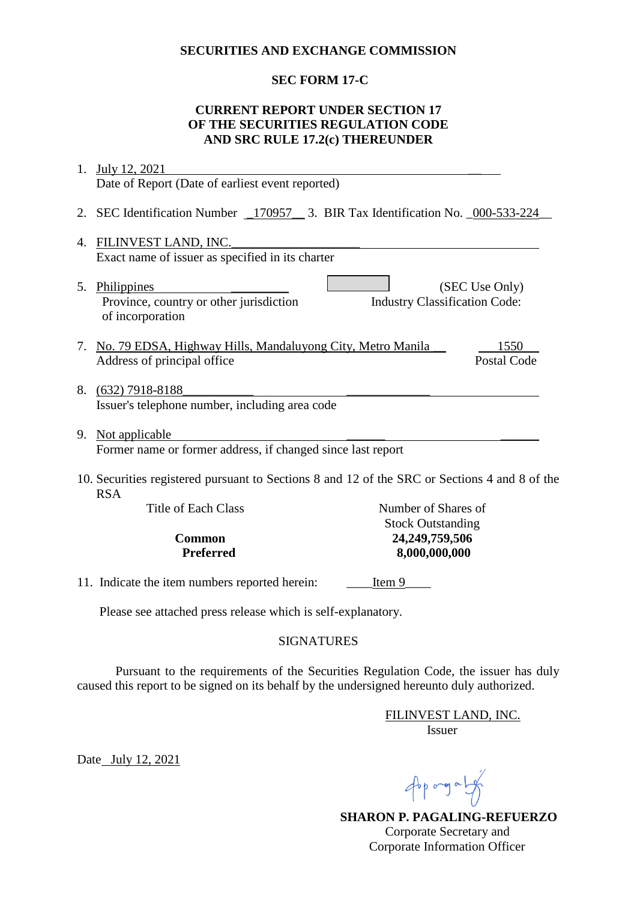**SECURITIES AND EXCHANGE COMMISSION**

**SEC FORM 17-C**

**CURRENT REPORT UNDER SECTION 17**
**OF THE SECURITIES REGULATION CODE**
**AND SRC RULE 17.2(c) THEREUNDER**

1. July 12, 2021
   Date of Report (Date of earliest event reported)

2. SEC Identification Number 170957 3. BIR Tax Identification No. 000-533-224

4. FILINVEST LAND, INC.
   Exact name of issuer as specified in its charter

5. Philippines
   Province, country or other jurisdiction of incorporation

   (SEC Use Only)
   Industry Classification Code:

7. No. 79 EDSA, Highway Hills, Mandaluyong City, Metro Manila
   Address of principal office

   1550
   Postal Code

8. (632) 7918-8188
   Issuer's telephone number, including area code

9. Not applicable
   Former name or former address, if changed since last report

10. Securities registered pursuant to Sections 8 and 12 of the SRC or Sections 4 and 8 of the RSA

| Title of Each Class | Number of Shares of Stock Outstanding |
|---|---|
| **Common** | **24,249,759,506** |
| **Preferred** | **8,000,000,000** |

11. Indicate the item numbers reported herein: Item 9

Please see attached press release which is self-explanatory.

SIGNATURES

Pursuant to the requirements of the Securities Regulation Code, the issuer has duly caused this report to be signed on its behalf by the undersigned hereunto duly authorized.

FILINVEST LAND, INC.
Issuer

Date July 12, 2021

**SHARON P. PAGALING-REFUERZO**
Corporate Secretary and
Corporate Information Officer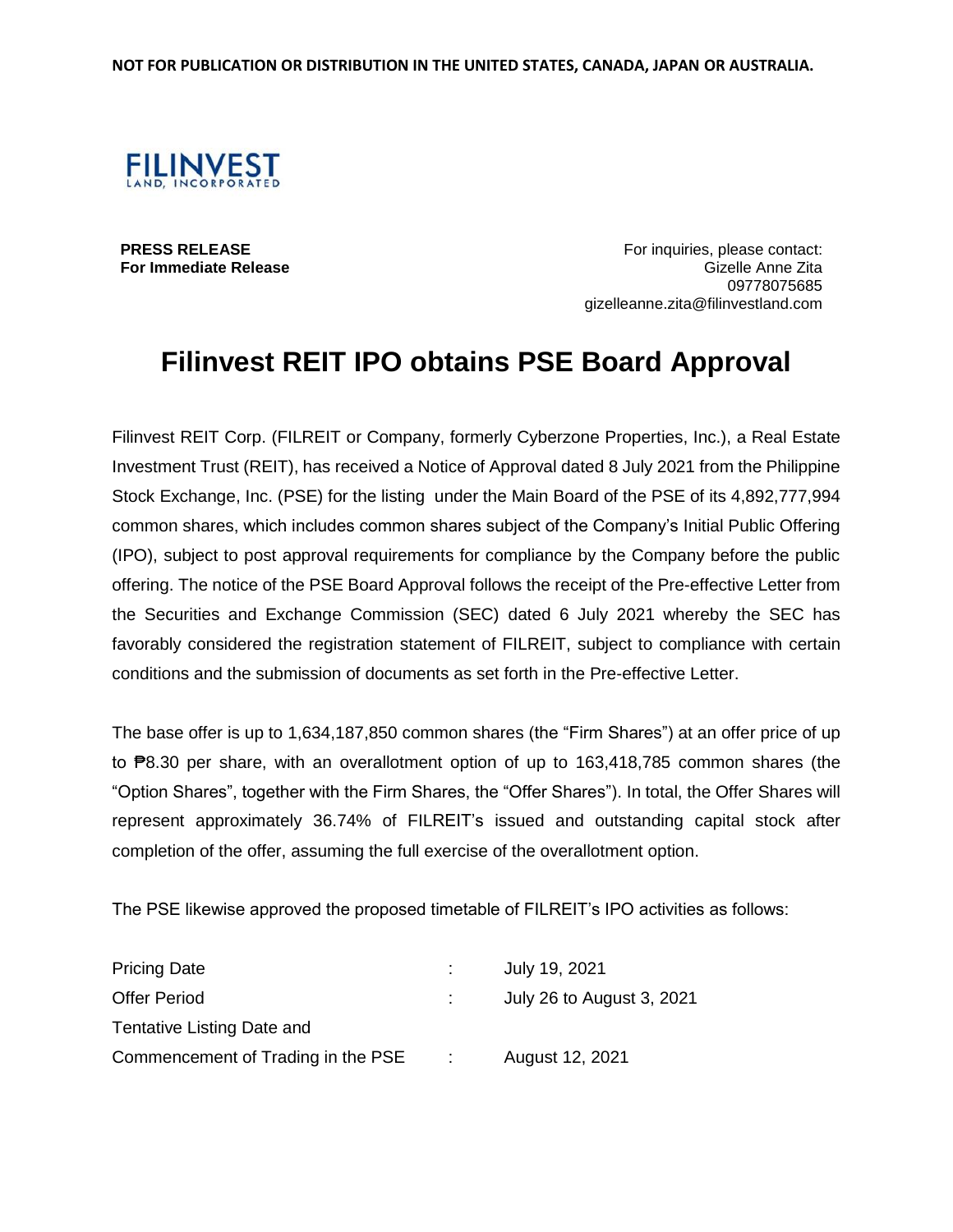**NOT FOR PUBLICATION OR DISTRIBUTION IN THE UNITED STATES, CANADA, JAPAN OR AUSTRALIA.**

FILINVEST
LAND, INCORPORATED

**PRESS RELEASE**
**For Immediate Release**

For inquiries, please contact:
Gizelle Anne Zita
09778075685
gizelleanne.zita@filinvestland.com

# Filinvest REIT IPO obtains PSE Board Approval

Filinvest REIT Corp. (FILREIT or Company, formerly Cyberzone Properties, Inc.), a Real Estate Investment Trust (REIT), has received a Notice of Approval dated 8 July 2021 from the Philippine Stock Exchange, Inc. (PSE) for the listing under the Main Board of the PSE of its 4,892,777,994 common shares, which includes common shares subject of the Company's Initial Public Offering (IPO), subject to post approval requirements for compliance by the Company before the public offering. The notice of the PSE Board Approval follows the receipt of the Pre-effective Letter from the Securities and Exchange Commission (SEC) dated 6 July 2021 whereby the SEC has favorably considered the registration statement of FILREIT, subject to compliance with certain conditions and the submission of documents as set forth in the Pre-effective Letter.

The base offer is up to 1,634,187,850 common shares (the "Firm Shares") at an offer price of up to ₱8.30 per share, with an overallotment option of up to 163,418,785 common shares (the "Option Shares", together with the Firm Shares, the "Offer Shares"). In total, the Offer Shares will represent approximately 36.74% of FILREIT's issued and outstanding capital stock after completion of the offer, assuming the full exercise of the overallotment option.

The PSE likewise approved the proposed timetable of FILREIT's IPO activities as follows:

| | | |
|---|---|---|
| Pricing Date | : | July 19, 2021 |
| Offer Period | : | July 26 to August 3, 2021 |
| Tentative Listing Date and Commencement of Trading in the PSE | : | August 12, 2021 |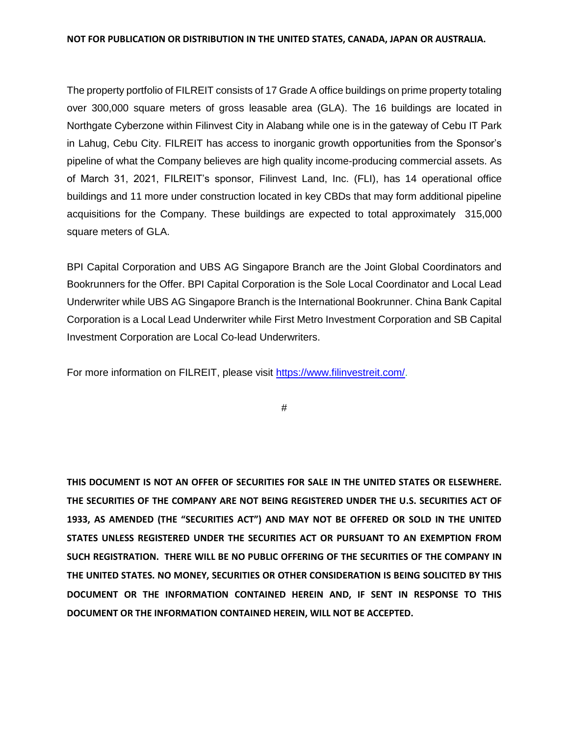**NOT FOR PUBLICATION OR DISTRIBUTION IN THE UNITED STATES, CANADA, JAPAN OR AUSTRALIA.**

The property portfolio of FILREIT consists of 17 Grade A office buildings on prime property totaling over 300,000 square meters of gross leasable area (GLA). The 16 buildings are located in Northgate Cyberzone within Filinvest City in Alabang while one is in the gateway of Cebu IT Park in Lahug, Cebu City. FILREIT has access to inorganic growth opportunities from the Sponsor's pipeline of what the Company believes are high quality income-producing commercial assets. As of March 31, 2021, FILREIT's sponsor, Filinvest Land, Inc. (FLI), has 14 operational office buildings and 11 more under construction located in key CBDs that may form additional pipeline acquisitions for the Company. These buildings are expected to total approximately 315,000 square meters of GLA.

BPI Capital Corporation and UBS AG Singapore Branch are the Joint Global Coordinators and Bookrunners for the Offer. BPI Capital Corporation is the Sole Local Coordinator and Local Lead Underwriter while UBS AG Singapore Branch is the International Bookrunner. China Bank Capital Corporation is a Local Lead Underwriter while First Metro Investment Corporation and SB Capital Investment Corporation are Local Co-lead Underwriters.

For more information on FILREIT, please visit https://www.filinvestreit.com/.

#

**THIS DOCUMENT IS NOT AN OFFER OF SECURITIES FOR SALE IN THE UNITED STATES OR ELSEWHERE. THE SECURITIES OF THE COMPANY ARE NOT BEING REGISTERED UNDER THE U.S. SECURITIES ACT OF 1933, AS AMENDED (THE "SECURITIES ACT") AND MAY NOT BE OFFERED OR SOLD IN THE UNITED STATES UNLESS REGISTERED UNDER THE SECURITIES ACT OR PURSUANT TO AN EXEMPTION FROM SUCH REGISTRATION. THERE WILL BE NO PUBLIC OFFERING OF THE SECURITIES OF THE COMPANY IN THE UNITED STATES. NO MONEY, SECURITIES OR OTHER CONSIDERATION IS BEING SOLICITED BY THIS DOCUMENT OR THE INFORMATION CONTAINED HEREIN AND, IF SENT IN RESPONSE TO THIS DOCUMENT OR THE INFORMATION CONTAINED HEREIN, WILL NOT BE ACCEPTED.**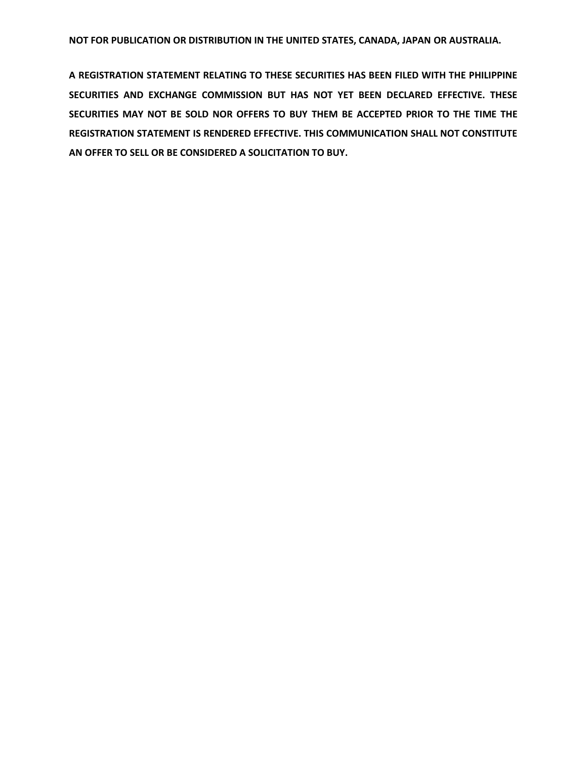**NOT FOR PUBLICATION OR DISTRIBUTION IN THE UNITED STATES, CANADA, JAPAN OR AUSTRALIA.**

**A REGISTRATION STATEMENT RELATING TO THESE SECURITIES HAS BEEN FILED WITH THE PHILIPPINE SECURITIES AND EXCHANGE COMMISSION BUT HAS NOT YET BEEN DECLARED EFFECTIVE. THESE SECURITIES MAY NOT BE SOLD NOR OFFERS TO BUY THEM BE ACCEPTED PRIOR TO THE TIME THE REGISTRATION STATEMENT IS RENDERED EFFECTIVE. THIS COMMUNICATION SHALL NOT CONSTITUTE AN OFFER TO SELL OR BE CONSIDERED A SOLICITATION TO BUY.**